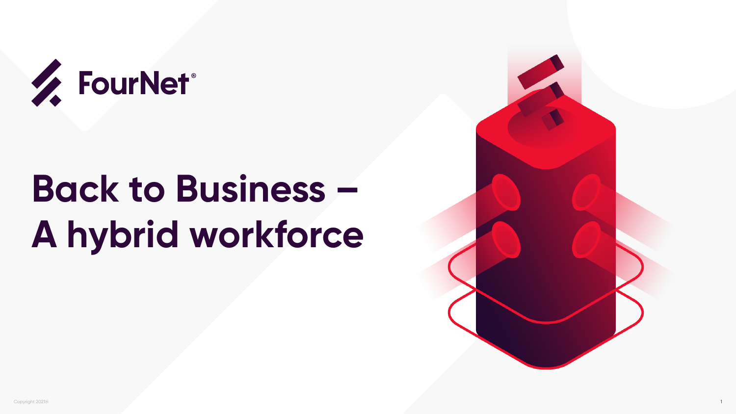FourNet®

# Back to Business – A hybrid workforce

Copyright 2021©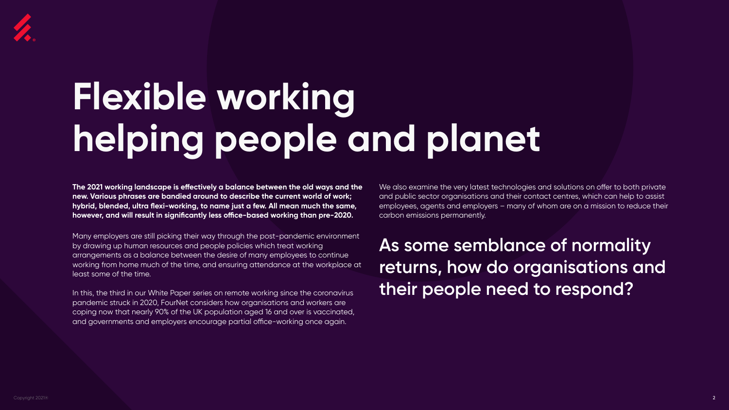# Flexible working helping people and planet

**The 2021 working landscape is effectively a balance between the old ways and the new. Various phrases are bandied around to describe the current world of work; hybrid, blended, ultra flexi-working, to name just a few. All mean much the same, however, and will result in significantly less office-based working than pre-2020.**

Many employers are still picking their way through the post-pandemic environment by drawing up human resources and people policies which treat working arrangements as a balance between the desire of many employees to continue working from home much of the time, and ensuring attendance at the workplace at least some of the time.

In this, the third in our White Paper series on remote working since the coronavirus pandemic struck in 2020, FourNet considers how organisations and workers are coping now that nearly 90% of the UK population aged 16 and over is vaccinated, and governments and employers encourage partial office-working once again.

We also examine the very latest technologies and solutions on offer to both private and public sector organisations and their contact centres, which can help to assist employees, agents and employers – many of whom are on a mission to reduce their carbon emissions permanently.

## As some semblance of normality returns, how do organisations and their people need to respond?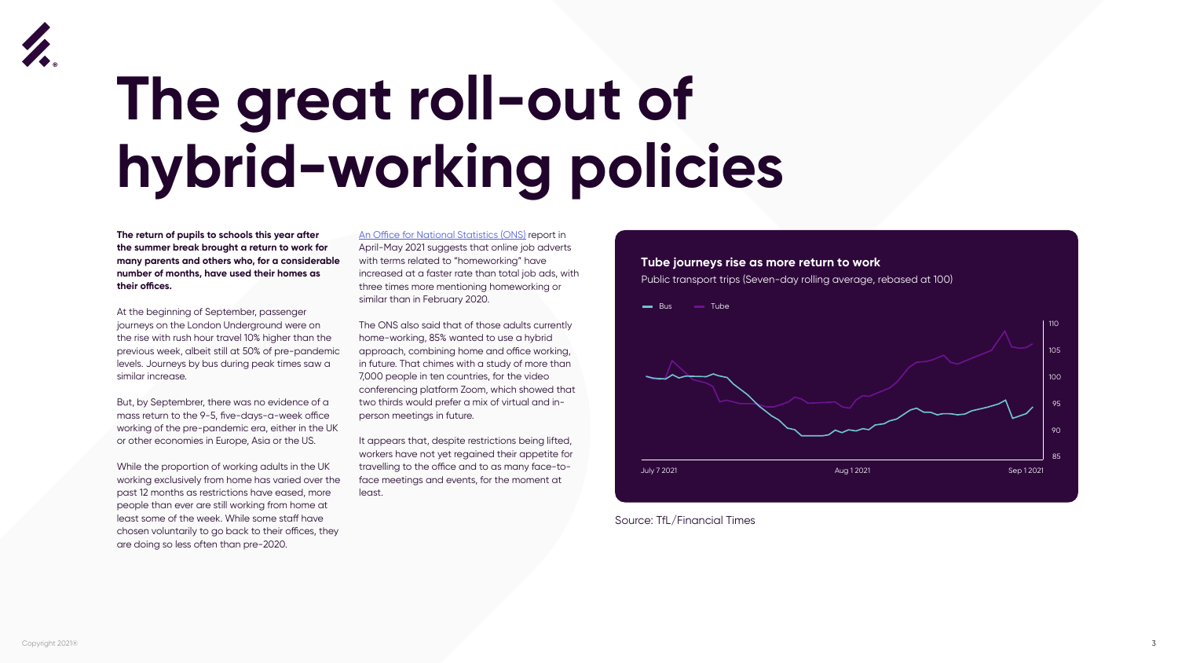# The great roll-out of hybrid-working policies

**The return of pupils to schools this year after the summer break brought a return to work for many parents and others who, for a considerable number of months, have used their homes as their offices.**

At the beginning of September, passenger journeys on the London Underground were on the rise with rush hour travel 10% higher than the previous week, albeit still at 50% of pre-pandemic levels. Journeys by bus during peak times saw a similar increase.

But, by Septembrer, there was no evidence of a mass return to the 9-5, five-days-a-week office working of the pre-pandemic era, either in the UK or other economies in Europe, Asia or the US.

While the proportion of working adults in the UK working exclusively from home has varied over the past 12 months as restrictions have eased, more people than ever are still working from home at least some of the week. While some staff have chosen voluntarily to go back to their offices, they are doing so less often than pre-2020.

An Office for National Statistics (ONS) report in April-May 2021 suggests that online job adverts with terms related to "homeworking" have increased at a faster rate than total job ads, with three times more mentioning homeworking or similar than in February 2020.

The ONS also said that of those adults currently home-working, 85% wanted to use a hybrid approach, combining home and office working, in future. That chimes with a study of more than 7,000 people in ten countries, for the video conferencing platform Zoom, which showed that two thirds would prefer a mix of virtual and in-person meetings in future.

It appears that, despite restrictions being lifted, workers have not yet regained their appetite for travelling to the office and to as many face-to-face meetings and events, for the moment at least.

**Tube journeys rise as more return to work**

Public transport trips (Seven-day rolling average, rebased at 100)

Bus — Tube

110, 105, 100, 95, 90, 85

July 7 2021 — Aug 1 2021 — Sep 1 2021

Source: TfL/Financial Times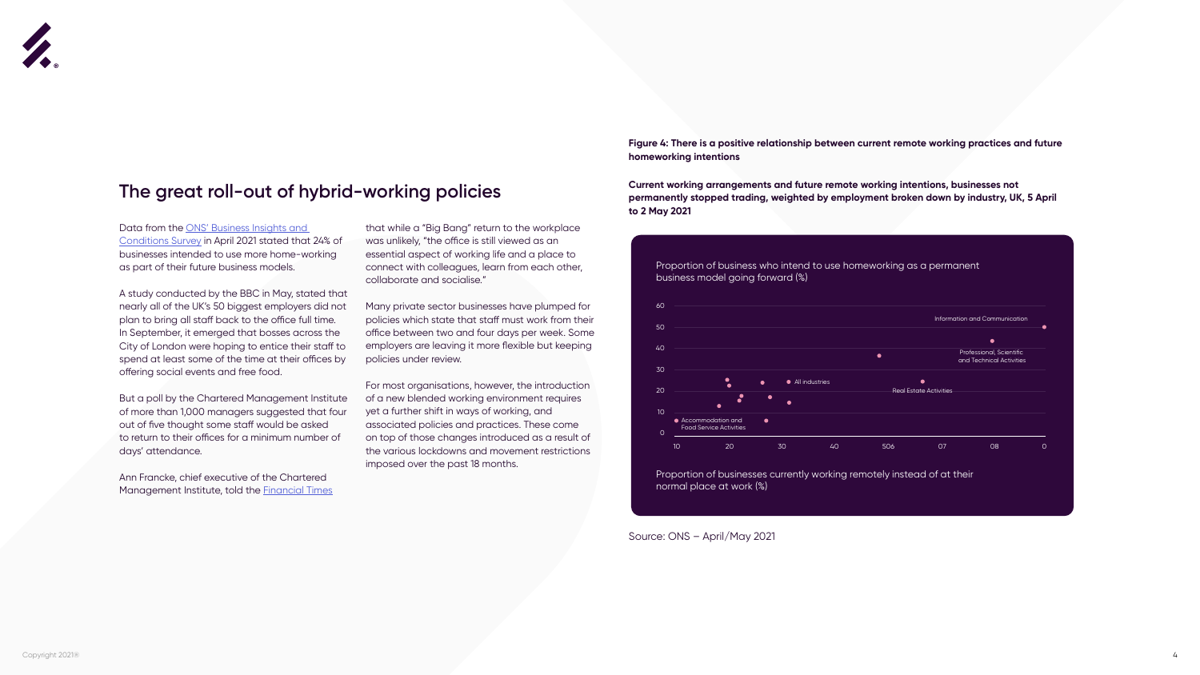## The great roll-out of hybrid-working policies

Data from the ONS' Business Insights and Conditions Survey in April 2021 stated that 24% of businesses intended to use more home-working as part of their future business models.

A study conducted by the BBC in May, stated that nearly all of the UK's 50 biggest employers did not plan to bring all staff back to the office full time. In September, it emerged that bosses across the City of London were hoping to entice their staff to spend at least some of the time at their offices by offering social events and free food.

But a poll by the Chartered Management Institute of more than 1,000 managers suggested that four out of five thought some staff would be asked to return to their offices for a minimum number of days' attendance.

Ann Francke, chief executive of the Chartered Management Institute, told the Financial Times that while a "Big Bang" return to the workplace was unlikely, "the office is still viewed as an essential aspect of working life and a place to connect with colleagues, learn from each other, collaborate and socialise."

Many private sector businesses have plumped for policies which state that staff must work from their office between two and four days per week. Some employers are leaving it more flexible but keeping policies under review.

For most organisations, however, the introduction of a new blended working environment requires yet a further shift in ways of working, and associated policies and practices. These come on top of those changes introduced as a result of the various lockdowns and movement restrictions imposed over the past 18 months.

**Figure 4: There is a positive relationship between current remote working practices and future homeworking intentions**

**Current working arrangements and future remote working intentions, businesses not permanently stopped trading, weighted by employment broken down by industry, UK, 5 April to 2 May 2021**

Proportion of business who intend to use homeworking as a permanent business model going forward (%)

Y-axis: 0, 10, 20, 30, 40, 50, 60

X-axis: 10, 20, 30, 40, 506, 07, 08, 0

Labels: Information and Communication; Professional, Scientific and Technical Activities; All industries; Real Estate Activities; Accommodation and Food Service Activities

Proportion of businesses currently working remotely instead of at their normal place at work (%)

Source: ONS – April/May 2021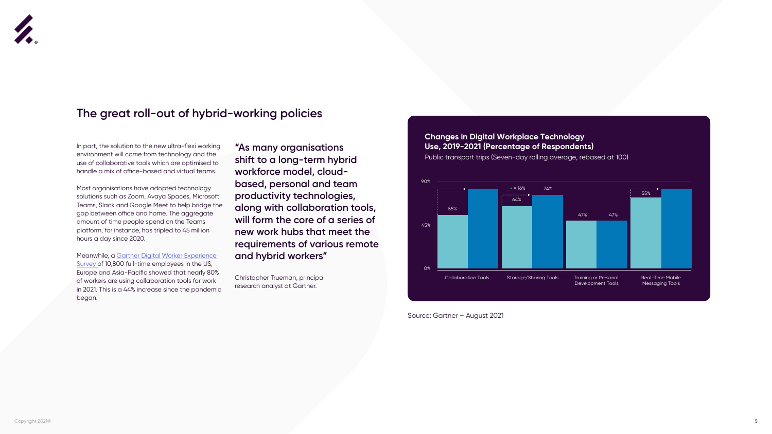## The great roll-out of hybrid-working policies

In part, the solution to the new ultra-flexi working environment will come from technology and the use of collaborative tools which are optimised to handle a mix of office-based and virtual teams.

Most organisations have adopted technology solutions such as Zoom, Avaya Spaces, Microsoft Teams, Slack and Google Meet to help bridge the gap between office and home. The aggregate amount of time people spend on the Teams platform, for instance, has tripled to 45 million hours a day since 2020.

Meanwhile, a Gartner Digital Worker Experience Survey of 10,800 full-time employees in the US, Europe and Asia-Pacific showed that nearly 80% of workers are using collaboration tools for work in 2021. This is a 44% increase since the pandemic began.

**"As many organisations shift to a long-term hybrid workforce model, cloud-based, personal and team productivity technologies, along with collaboration tools, will form the core of a series of new work hubs that meet the requirements of various remote and hybrid workers"**

Christopher Trueman, principal research analyst at Gartner.

**Changes in Digital Workplace Technology Use, 2019-2021 (Percentage of Respondents)**

Public transport trips (Seven-day rolling average, rebased at 100)

| Tool | 2019 | 2021 |
| --- | --- | --- |
| Collaboration Tools | 55% | |
| Storage/Sharing Tools | 64% | 74% (▲ = 16%) |
| Training or Personal Development Tools | 47% | 47% |
| Real-Time Mobile Messaging Tools | 55% | |

Source: Gartner – August 2021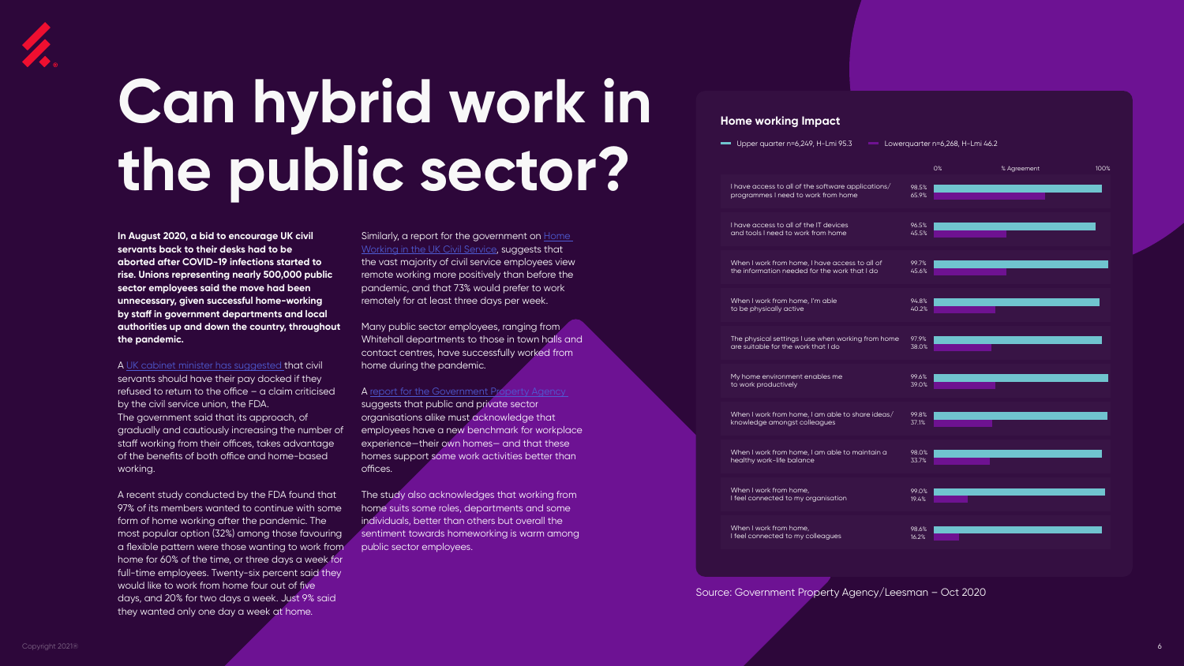# Can hybrid work in the public sector?

**In August 2020, a bid to encourage UK civil servants back to their desks had to be aborted after COVID-19 infections started to rise. Unions representing nearly 500,000 public sector employees said the move had been unnecessary, given successful home-working by staff in government departments and local authorities up and down the country, throughout the pandemic.**

A UK cabinet minister has suggested that civil servants should have their pay docked if they refused to return to the office – a claim criticised by the civil service union, the FDA. The government said that its approach, of gradually and cautiously increasing the number of staff working from their offices, takes advantage of the benefits of both office and home-based working.

A recent study conducted by the FDA found that 97% of its members wanted to continue with some form of home working after the pandemic. The most popular option (32%) among those favouring a flexible pattern were those wanting to work from home for 60% of the time, or three days a week for full-time employees. Twenty-six percent said they would like to work from home four out of five days, and 20% for two days a week. Just 9% said they wanted only one day a week at home.

Similarly, a report for the government on Home Working in the UK Civil Service, suggests that the vast majority of civil service employees view remote working more positively than before the pandemic, and that 73% would prefer to work remotely for at least three days per week.

Many public sector employees, ranging from Whitehall departments to those in town halls and contact centres, have successfully worked from home during the pandemic.

A report for the Government Property Agency suggests that public and private sector organisations alike must acknowledge that employees have a new benchmark for workplace experience—their own homes— and that these homes support some work activities better than offices.

The study also acknowledges that working from home suits some roles, departments and some individuals, better than others but overall the sentiment towards homeworking is warm among public sector employees.

### Home working Impact

| Statement (% Agreement) | Upper quarter n=6,249, H-Lmi 95.3 | Lower quarter n=6,268, H-Lmi 46.2 |
| --- | --- | --- |
| I have access to all of the software applications/ programmes I need to work from home | 98.5% | 65.9% |
| I have access to all of the IT devices and tools I need to work from home | 96.5% | 45.5% |
| When I work from home, I have access to all of the information needed for the work that I do | 99.7% | 45.6% |
| When I work from home, I'm able to be physically active | 94.8% | 40.2% |
| The physical settings I use when working from home are suitable for the work that I do | 97.9% | 38.0% |
| My home environment enables me to work productively | 99.6% | 39.0% |
| When I work from home, I am able to share ideas/ knowledge amongst colleagues | 99.8% | 37.1% |
| When I work from home, I am able to maintain a healthy work-life balance | 98.0% | 33.7% |
| When I work from home, I feel connected to my organisation | 99.0% | 19.4% |
| When I work from home, I feel connected to my colleagues | 98.6% | 16.2% |

Source: Government Property Agency/Leesman – Oct 2020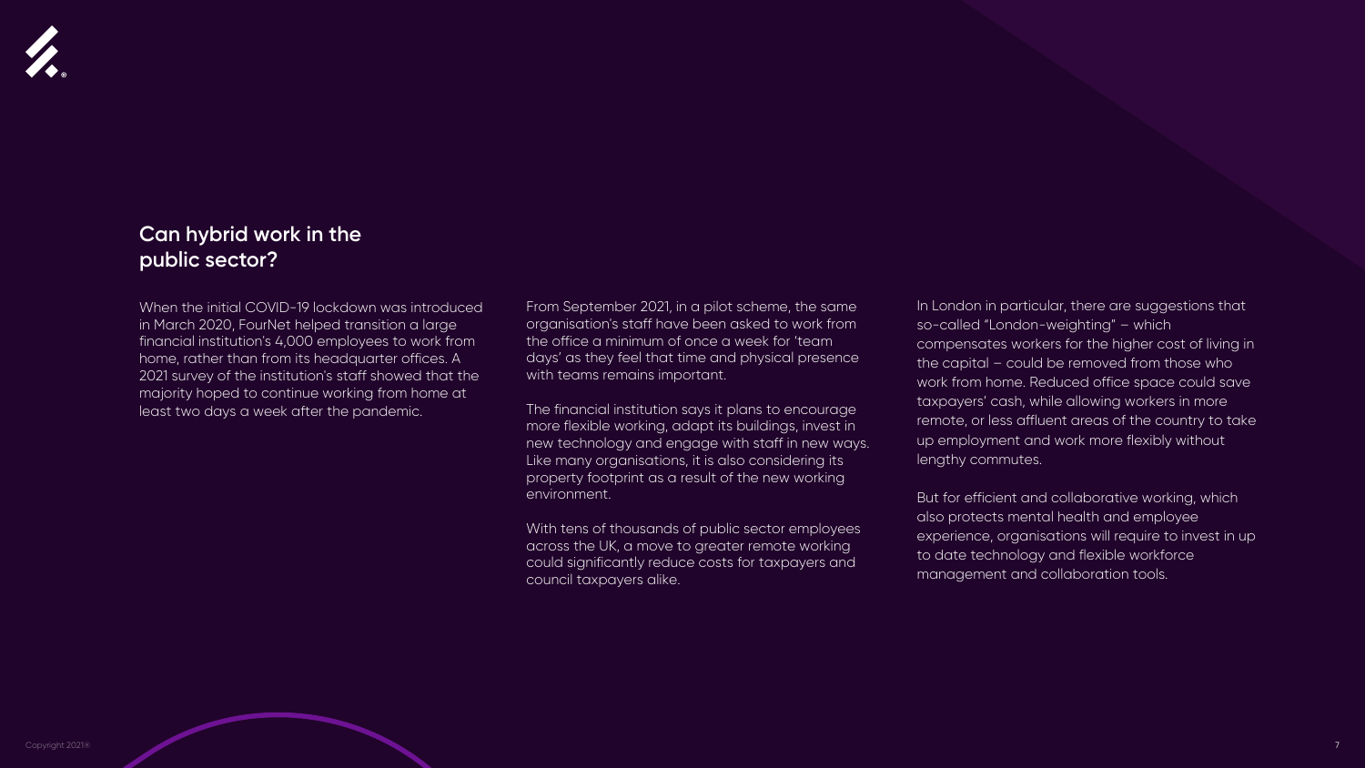## Can hybrid work in the public sector?

When the initial COVID-19 lockdown was introduced in March 2020, FourNet helped transition a large financial institution's 4,000 employees to work from home, rather than from its headquarter offices. A 2021 survey of the institution's staff showed that the majority hoped to continue working from home at least two days a week after the pandemic.

From September 2021, in a pilot scheme, the same organisation's staff have been asked to work from the office a minimum of once a week for 'team days' as they feel that time and physical presence with teams remains important.

The financial institution says it plans to encourage more flexible working, adapt its buildings, invest in new technology and engage with staff in new ways. Like many organisations, it is also considering its property footprint as a result of the new working environment.

With tens of thousands of public sector employees across the UK, a move to greater remote working could significantly reduce costs for taxpayers and council taxpayers alike.

In London in particular, there are suggestions that so-called "London-weighting" – which compensates workers for the higher cost of living in the capital – could be removed from those who work from home. Reduced office space could save taxpayers' cash, while allowing workers in more remote, or less affluent areas of the country to take up employment and work more flexibly without lengthy commutes.

But for efficient and collaborative working, which also protects mental health and employee experience, organisations will require to invest in up to date technology and flexible workforce management and collaboration tools.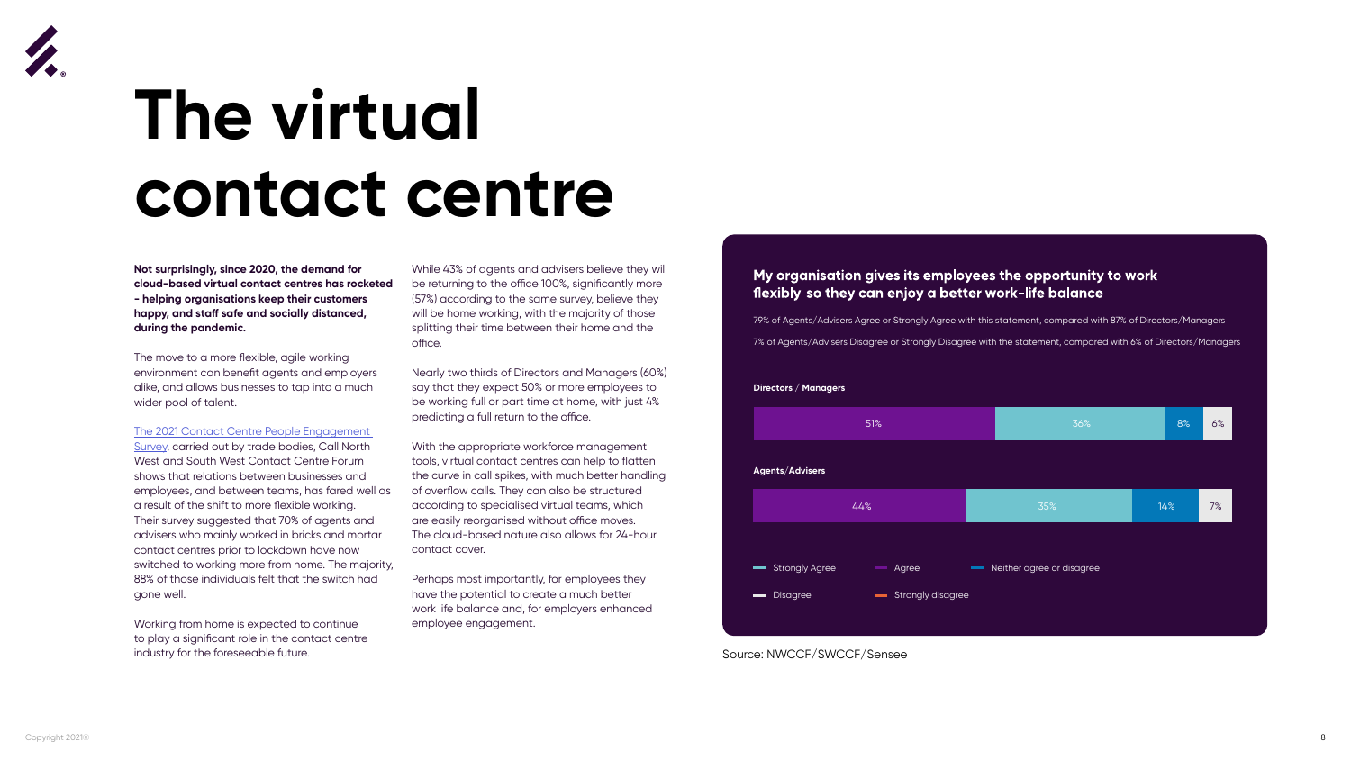# The virtual contact centre

**Not surprisingly, since 2020, the demand for cloud-based virtual contact centres has rocketed - helping organisations keep their customers happy, and staff safe and socially distanced, during the pandemic.**

The move to a more flexible, agile working environment can benefit agents and employers alike, and allows businesses to tap into a much wider pool of talent.

[The 2021 Contact Centre People Engagement Survey](), carried out by trade bodies, Call North West and South West Contact Centre Forum shows that relations between businesses and employees, and between teams, has fared well as a result of the shift to more flexible working. Their survey suggested that 70% of agents and advisers who mainly worked in bricks and mortar contact centres prior to lockdown have now switched to working more from home. The majority, 88% of those individuals felt that the switch had gone well.

Working from home is expected to continue to play a significant role in the contact centre industry for the foreseeable future.

While 43% of agents and advisers believe they will be returning to the office 100%, significantly more (57%) according to the same survey, believe they will be home working, with the majority of those splitting their time between their home and the office.

Nearly two thirds of Directors and Managers (60%) say that they expect 50% or more employees to be working full or part time at home, with just 4% predicting a full return to the office.

With the appropriate workforce management tools, virtual contact centres can help to flatten the curve in call spikes, with much better handling of overflow calls. They can also be structured according to specialised virtual teams, which are easily reorganised without office moves. The cloud-based nature also allows for 24-hour contact cover.

Perhaps most importantly, for employees they have the potential to create a much better work life balance and, for employers enhanced employee engagement.

### My organisation gives its employees the opportunity to work flexibly so they can enjoy a better work-life balance

79% of Agents/Advisers Agree or Strongly Agree with this statement, compared with 87% of Directors/Managers

7% of Agents/Advisers Disagree or Strongly Disagree with the statement, compared with 6% of Directors/Managers

| | Segment 1 | Segment 2 | Segment 3 | Segment 4 |
|---|---|---|---|---|
| Directors / Managers | 51% | 36% | 8% | 6% |
| Agents/Advisers | 44% | 35% | 14% | 7% |

Legend: Strongly Agree, Agree, Neither agree or disagree, Disagree, Strongly disagree

Source: NWCCF/SWCCF/Sensee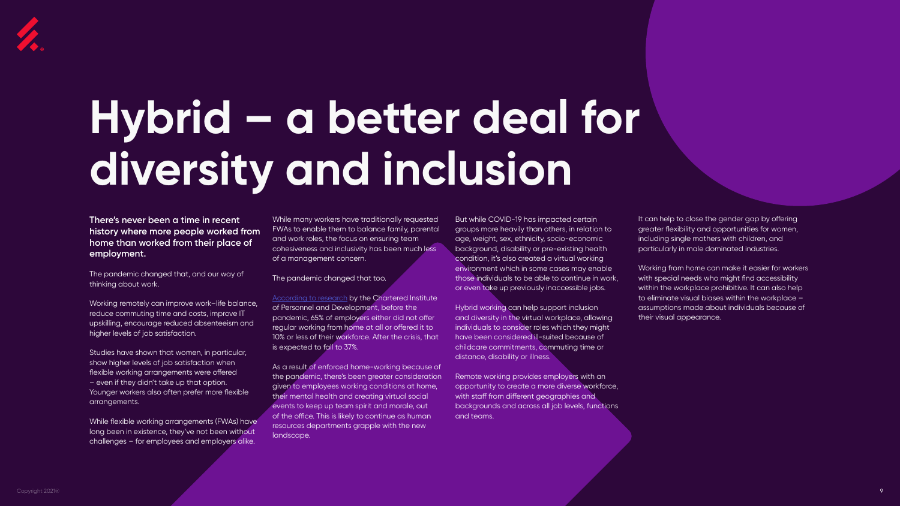# Hybrid – a better deal for diversity and inclusion

**There's never been a time in recent history where more people worked from home than worked from their place of employment.**

The pandemic changed that, and our way of thinking about work.

Working remotely can improve work–life balance, reduce commuting time and costs, improve IT upskilling, encourage reduced absenteeism and higher levels of job satisfaction.

Studies have shown that women, in particular, show higher levels of job satisfaction when flexible working arrangements were offered – even if they didn't take up that option. Younger workers also often prefer more flexible arrangements.

While flexible working arrangements (FWAs) have long been in existence, they've not been without challenges – for employees and employers alike.

While many workers have traditionally requested FWAs to enable them to balance family, parental and work roles, the focus on ensuring team cohesiveness and inclusivity has been much less of a management concern.

The pandemic changed that too.

According to research by the Chartered Institute of Personnel and Development, before the pandemic, 65% of employers either did not offer regular working from home at all or offered it to 10% or less of their workforce. After the crisis, that is expected to fall to 37%.

As a result of enforced home-working because of the pandemic, there's been greater consideration given to employees working conditions at home, their mental health and creating virtual social events to keep up team spirit and morale, out of the office. This is likely to continue as human resources departments grapple with the new landscape.

But while COVID-19 has impacted certain groups more heavily than others, in relation to age, weight, sex, ethnicity, socio-economic background, disability or pre-existing health condition, it's also created a virtual working environment which in some cases may enable those individuals to be able to continue in work, or even take up previously inaccessible jobs.

Hybrid working can help support inclusion and diversity in the virtual workplace, allowing individuals to consider roles which they might have been considered ill-suited because of childcare commitments, commuting time or distance, disability or illness.

Remote working provides employers with an opportunity to create a more diverse workforce, with staff from different geographies and backgrounds and across all job levels, functions and teams.

It can help to close the gender gap by offering greater flexibility and opportunities for women, including single mothers with children, and particularly in male dominated industries.

Working from home can make it easier for workers with special needs who might find accessibility within the workplace prohibitive. It can also help to eliminate visual biases within the workplace – assumptions made about individuals because of their visual appearance.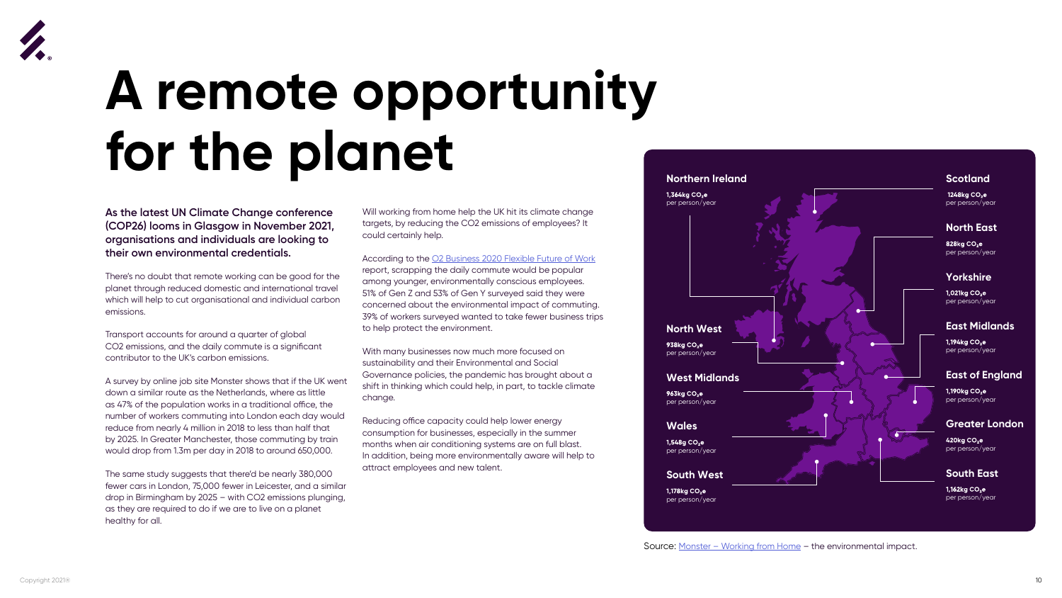# A remote opportunity for the planet

**As the latest UN Climate Change conference (COP26) looms in Glasgow in November 2021, organisations and individuals are looking to their own environmental credentials.**

There's no doubt that remote working can be good for the planet through reduced domestic and international travel which will help to cut organisational and individual carbon emissions.

Transport accounts for around a quarter of global CO2 emissions, and the daily commute is a significant contributor to the UK's carbon emissions.

A survey by online job site Monster shows that if the UK went down a similar route as the Netherlands, where as little as 47% of the population works in a traditional office, the number of workers commuting into London each day would reduce from nearly 4 million in 2018 to less than half that by 2025. In Greater Manchester, those commuting by train would drop from 1.3m per day in 2018 to around 650,000.

The same study suggests that there'd be nearly 380,000 fewer cars in London, 75,000 fewer in Leicester, and a similar drop in Birmingham by 2025 – with CO2 emissions plunging, as they are required to do if we are to live on a planet healthy for all.

Will working from home help the UK hit its climate change targets, by reducing the CO2 emissions of employees? It could certainly help.

According to the O2 Business 2020 Flexible Future of Work report, scrapping the daily commute would be popular among younger, environmentally conscious employees. 51% of Gen Z and 53% of Gen Y surveyed said they were concerned about the environmental impact of commuting. 39% of workers surveyed wanted to take fewer business trips to help protect the environment.

With many businesses now much more focused on sustainability and their Environmental and Social Governance policies, the pandemic has brought about a shift in thinking which could help, in part, to tackle climate change.

Reducing office capacity could help lower energy consumption for businesses, especially in the summer months when air conditioning systems are on full blast. In addition, being more environmentally aware will help to attract employees and new talent.

**Northern Ireland**
**1,364kg $CO_2e$** per person/year

**North West**
**938kg $CO_2e$** per person/year

**West Midlands**
**963kg $CO_2e$** per person/year

**Wales**
**1,548g $CO_2e$** per person/year

**South West**
**1,178kg $CO_2e$** per person/year

**Scotland**
**1248kg $CO_2e$** per person/year

**North East**
**828kg $CO_2e$** per person/year

**Yorkshire**
**1,021kg $CO_2e$** per person/year

**East Midlands**
**1,194kg $CO_2e$** per person/year

**East of England**
**1,190kg $CO_2e$** per person/year

**Greater London**
**420kg $CO_2e$** per person/year

**South East**
**1,162kg $CO_2e$** per person/year

Source: Monster – Working from Home – the environmental impact.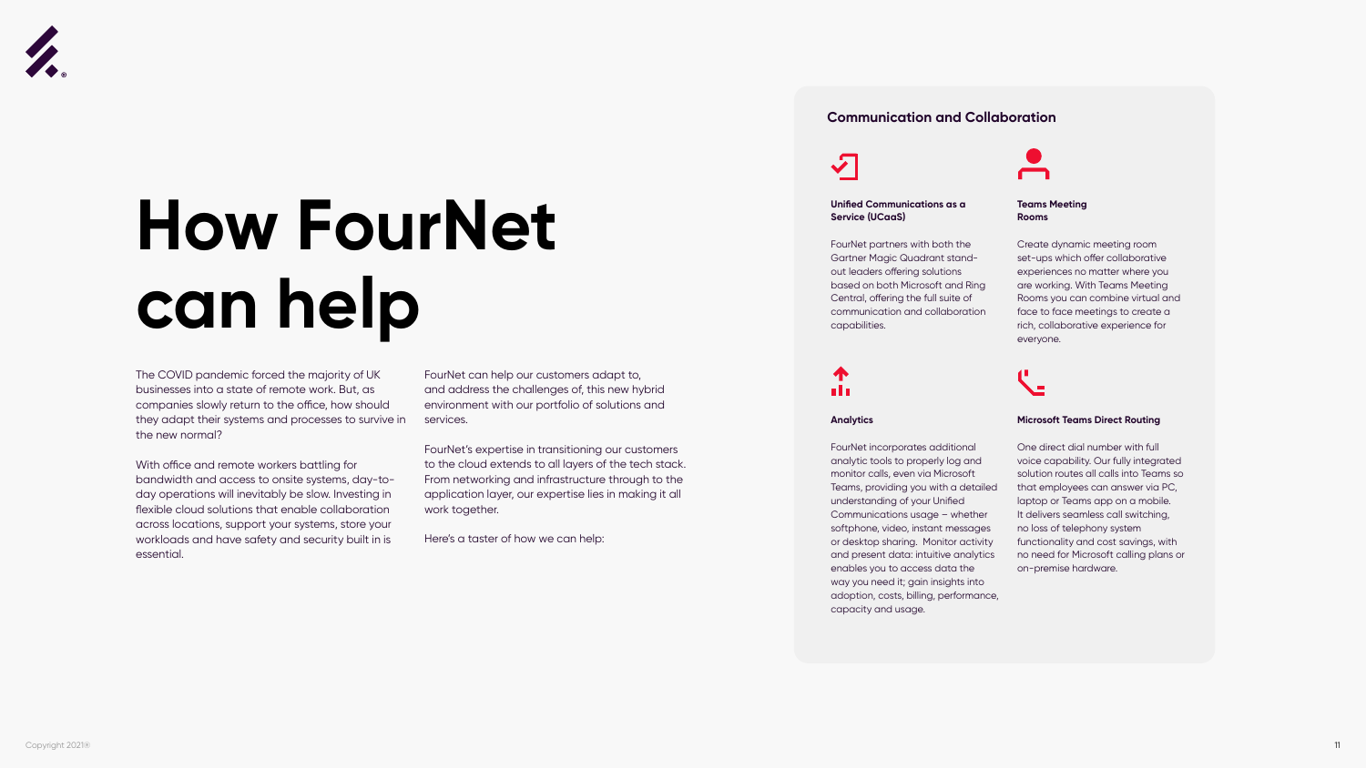# How FourNet can help

The COVID pandemic forced the majority of UK businesses into a state of remote work. But, as companies slowly return to the office, how should they adapt their systems and processes to survive in the new normal?

With office and remote workers battling for bandwidth and access to onsite systems, day-to-day operations will inevitably be slow. Investing in flexible cloud solutions that enable collaboration across locations, support your systems, store your workloads and have safety and security built in is essential.

FourNet can help our customers adapt to, and address the challenges of, this new hybrid environment with our portfolio of solutions and services.

FourNet's expertise in transitioning our customers to the cloud extends to all layers of the tech stack. From networking and infrastructure through to the application layer, our expertise lies in making it all work together.

Here's a taster of how we can help:

## Communication and Collaboration

### Unified Communications as a Service (UCaaS)

FourNet partners with both the Gartner Magic Quadrant stand-out leaders offering solutions based on both Microsoft and Ring Central, offering the full suite of communication and collaboration capabilities.

### Teams Meeting Rooms

Create dynamic meeting room set-ups which offer collaborative experiences no matter where you are working. With Teams Meeting Rooms you can combine virtual and face to face meetings to create a rich, collaborative experience for everyone.

### Analytics

FourNet incorporates additional analytic tools to properly log and monitor calls, even via Microsoft Teams, providing you with a detailed understanding of your Unified Communications usage – whether softphone, video, instant messages or desktop sharing. Monitor activity and present data: intuitive analytics enables you to access data the way you need it; gain insights into adoption, costs, billing, performance, capacity and usage.

### Microsoft Teams Direct Routing

One direct dial number with full voice capability. Our fully integrated solution routes all calls into Teams so that employees can answer via PC, laptop or Teams app on a mobile. It delivers seamless call switching, no loss of telephony system functionality and cost savings, with no need for Microsoft calling plans or on-premise hardware.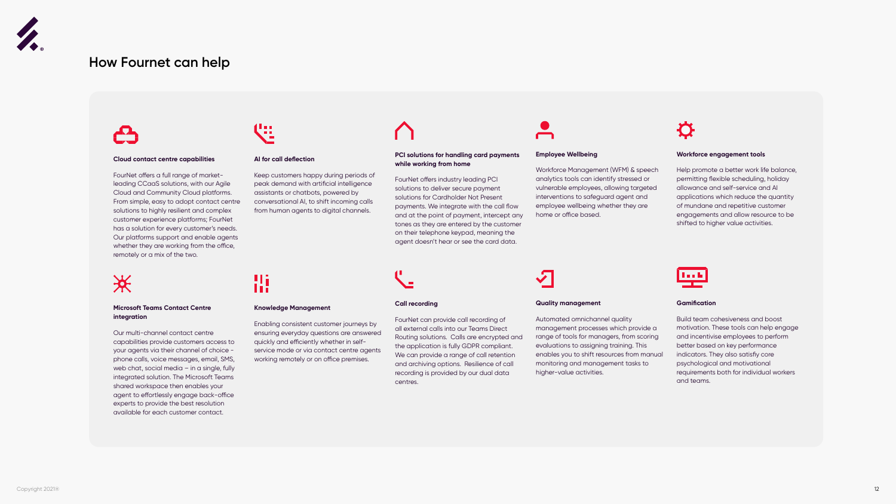## How Fournet can help

### Cloud contact centre capabilities

FourNet offers a full range of market-leading CCaaS solutions, with our Agile Cloud and Community Cloud platforms. From simple, easy to adopt contact centre solutions to highly resilient and complex customer experience platforms; FourNet has a solution for every customer's needs. Our platforms support and enable agents whether they are working from the office, remotely or a mix of the two.

### AI for call deflection

Keep customers happy during periods of peak demand with artificial intelligence assistants or chatbots, powered by conversational AI, to shift incoming calls from human agents to digital channels.

### PCI solutions for handling card payments while working from home

FourNet offers industry leading PCI solutions to deliver secure payment solutions for Cardholder Not Present payments. We integrate with the call flow and at the point of payment, intercept any tones as they are entered by the customer on their telephone keypad, meaning the agent doesn't hear or see the card data.

### Employee Wellbeing

Workforce Management (WFM) & speech analytics tools can identify stressed or vulnerable employees, allowing targeted interventions to safeguard agent and employee wellbeing whether they are home or office based.

### Workforce engagement tools

Help promote a better work life balance, permitting flexible scheduling, holiday allowance and self-service and AI applications which reduce the quantity of mundane and repetitive customer engagements and allow resource to be shifted to higher value activities.

### Microsoft Teams Contact Centre integration

Our multi-channel contact centre capabilities provide customers access to your agents via their channel of choice - phone calls, voice messages, email, SMS, web chat, social media – in a single, fully integrated solution. The Microsoft Teams shared workspace then enables your agent to effortlessly engage back-office experts to provide the best resolution available for each customer contact.

### Knowledge Management

Enabling consistent customer journeys by ensuring everyday questions are answered quickly and efficiently whether in self-service mode or via contact centre agents working remotely or on office premises.

### Call recording

FourNet can provide call recording of all external calls into our Teams Direct Routing solutions. Calls are encrypted and the application is fully GDPR compliant. We can provide a range of call retention and archiving options. Resilience of call recording is provided by our dual data centres.

### Quality management

Automated omnichannel quality management processes which provide a range of tools for managers, from scoring evaluations to assigning training. This enables you to shift resources from manual monitoring and management tasks to higher-value activities.

### Gamification

Build team cohesiveness and boost motivation. These tools can help engage and incentivise employees to perform better based on key performance indicators. They also satisfiy core psychological and motivational requirements both for individual workers and teams.

Copyright 2021®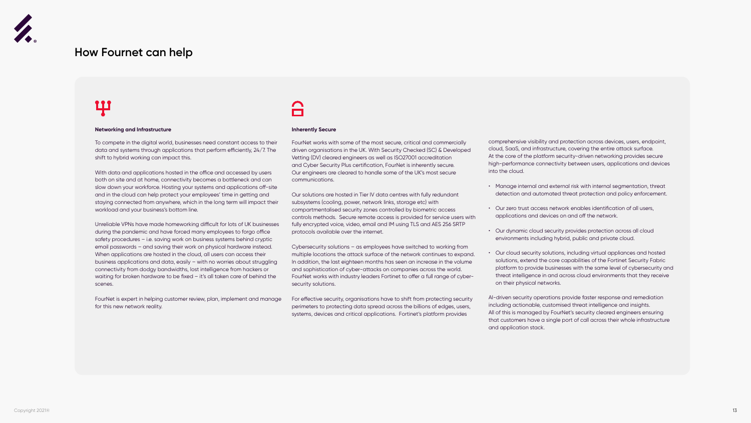# How Fournet can help

### Networking and Infrastructure

To compete in the digital world, businesses need constant access to their data and systems through applications that perform efficiently, 24/7. The shift to hybrid working can impact this.

With data and applications hosted in the office and accessed by users both on site and at home, connectivity becomes a bottleneck and can slow down your workforce. Hosting your systems and applications off-site and in the cloud can help protect your employees' time in getting and staying connected from anywhere, which in the long term will impact their workload and your business's bottom line.

Unreliable VPNs have made homeworking difficult for lots of UK businesses during the pandemic and have forced many employees to forgo office safety procedures – i.e. saving work on business systems behind cryptic email passwords – and saving their work on physical hardware instead. When applications are hosted in the cloud, all users can access their business applications and data, easily – with no worries about struggling connectivity from dodgy bandwidths, lost intelligence from hackers or waiting for broken hardware to be fixed – it's all taken care of behind the scenes.

FourNet is expert in helping customer review, plan, implement and manage for this new network reality.

### Inherently Secure

FourNet works with some of the most secure, critical and commercially driven organisations in the UK. With Security Checked (SC) & Developed Vetting (DV) cleared engineers as well as ISO27001 accreditation and Cyber Security Plus certification, FourNet is inherently secure. Our engineers are cleared to handle some of the UK's most secure communications.

Our solutions are hosted in Tier IV data centres with fully redundant subsystems (cooling, power, network links, storage etc) with compartmentalised security zones controlled by biometric access controls methods. Secure remote access is provided for service users with fully encrypted voice, video, email and IM using TLS and AES 256 SRTP protocols available over the internet.

Cybersecurity solutions – as employees have switched to working from multiple locations the attack surface of the network continues to expand. In addition, the last eighteen months has seen an increase in the volume and sophistication of cyber-attacks on companies across the world. FourNet works with industry leaders Fortinet to offer a full range of cyber-security solutions.

For effective security, organisations have to shift from protecting security perimeters to protecting data spread across the billions of edges, users, systems, devices and critical applications. Fortinet's platform provides comprehensive visibility and protection across devices, users, endpoint, cloud, SaaS, and infrastructure, covering the entire attack surface. At the core of the platform security-driven networking provides secure high-performance connectivity between users, applications and devices into the cloud.

- Manage internal and external risk with internal segmentation, threat detection and automated threat protection and policy enforcement.
- Our zero trust access network enables identification of all users, applications and devices on and off the network.
- Our dynamic cloud security provides protection across all cloud environments including hybrid, public and private cloud.
- Our cloud security solutions, including virtual appliances and hosted solutions, extend the core capabilities of the Fortinet Security Fabric platform to provide businesses with the same level of cybersecurity and threat intelligence in and across cloud environments that they receive on their physical networks.

AI-driven security operations provide faster response and remediation including actionable, customised threat intelligence and insights. All of this is managed by FourNet's security cleared engineers ensuring that customers have a single port of call across their whole infrastructure and application stack.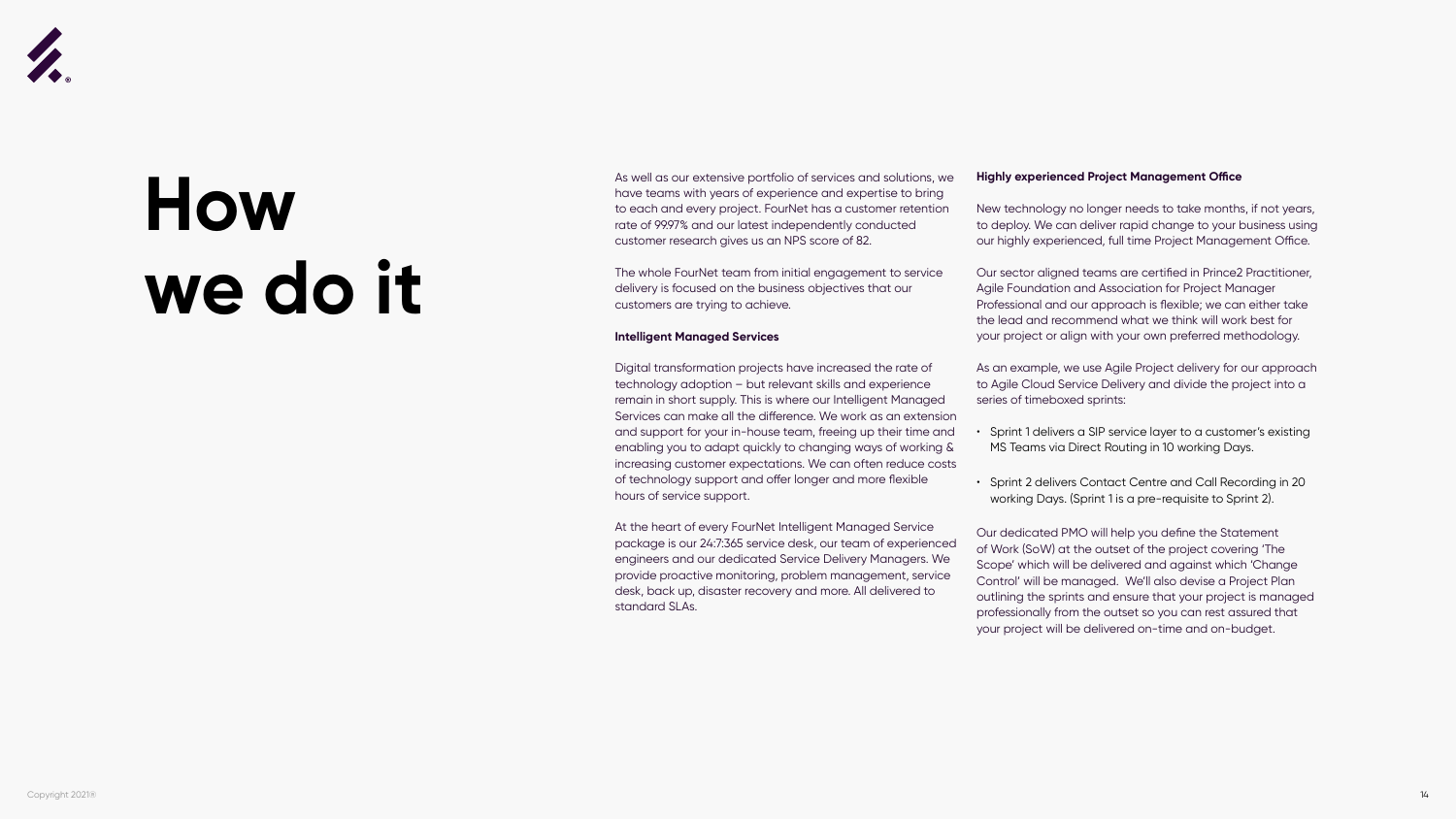# How we do it

As well as our extensive portfolio of services and solutions, we have teams with years of experience and expertise to bring to each and every project. FourNet has a customer retention rate of 99.97% and our latest independently conducted customer research gives us an NPS score of 82.

The whole FourNet team from initial engagement to service delivery is focused on the business objectives that our customers are trying to achieve.

**Intelligent Managed Services**

Digital transformation projects have increased the rate of technology adoption – but relevant skills and experience remain in short supply. This is where our Intelligent Managed Services can make all the difference. We work as an extension and support for your in-house team, freeing up their time and enabling you to adapt quickly to changing ways of working & increasing customer expectations. We can often reduce costs of technology support and offer longer and more flexible hours of service support.

At the heart of every FourNet Intelligent Managed Service package is our 24:7:365 service desk, our team of experienced engineers and our dedicated Service Delivery Managers. We provide proactive monitoring, problem management, service desk, back up, disaster recovery and more. All delivered to standard SLAs.

**Highly experienced Project Management Office**

New technology no longer needs to take months, if not years, to deploy. We can deliver rapid change to your business using our highly experienced, full time Project Management Office.

Our sector aligned teams are certified in Prince2 Practitioner, Agile Foundation and Association for Project Manager Professional and our approach is flexible; we can either take the lead and recommend what we think will work best for your project or align with your own preferred methodology.

As an example, we use Agile Project delivery for our approach to Agile Cloud Service Delivery and divide the project into a series of timeboxed sprints:

- Sprint 1 delivers a SIP service layer to a customer's existing MS Teams via Direct Routing in 10 working Days.
- Sprint 2 delivers Contact Centre and Call Recording in 20 working Days. (Sprint 1 is a pre-requisite to Sprint 2).

Our dedicated PMO will help you define the Statement of Work (SoW) at the outset of the project covering 'The Scope' which will be delivered and against which 'Change Control' will be managed. We'll also devise a Project Plan outlining the sprints and ensure that your project is managed professionally from the outset so you can rest assured that your project will be delivered on-time and on-budget.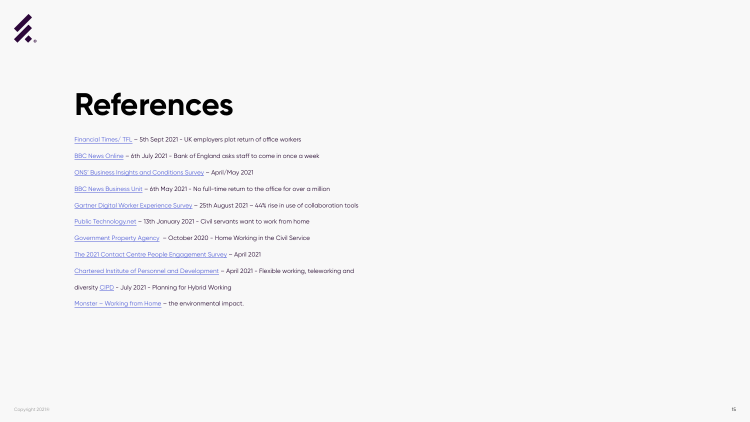# References

Financial Times/ TFL – 5th Sept 2021 - UK employers plot return of office workers

BBC News Online – 6th July 2021 - Bank of England asks staff to come in once a week

ONS' Business Insights and Conditions Survey – April/May 2021

BBC News Business Unit – 6th May 2021 - No full-time return to the office for over a million

Gartner Digital Worker Experience Survey – 25th August 2021 – 44% rise in use of collaboration tools

Public Technology.net – 13th January 2021 - Civil servants want to work from home

Government Property Agency – October 2020 - Home Working in the Civil Service

The 2021 Contact Centre People Engagement Survey – April 2021

Chartered Institute of Personnel and Development – April 2021 - Flexible working, teleworking and

diversity CIPD - July 2021 - Planning for Hybrid Working

Monster – Working from Home – the environmental impact.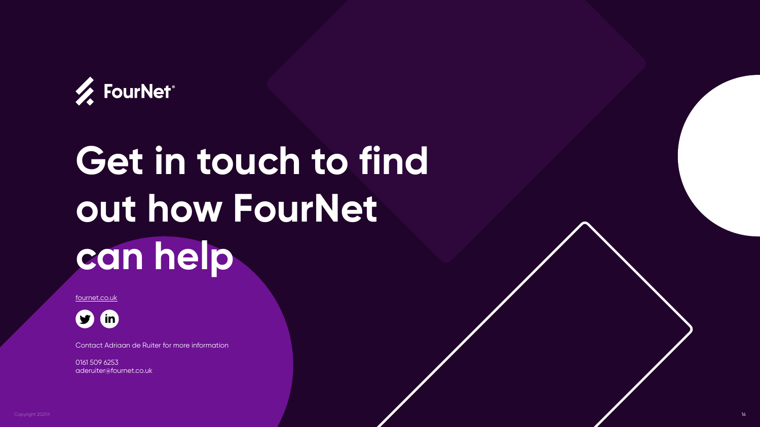FourNet®

# Get in touch to find out how FourNet can help

fournet.co.uk

Contact Adriaan de Ruiter for more information

0161 509 6253
aderuiter@fournet.co.uk

Copyright 2021®